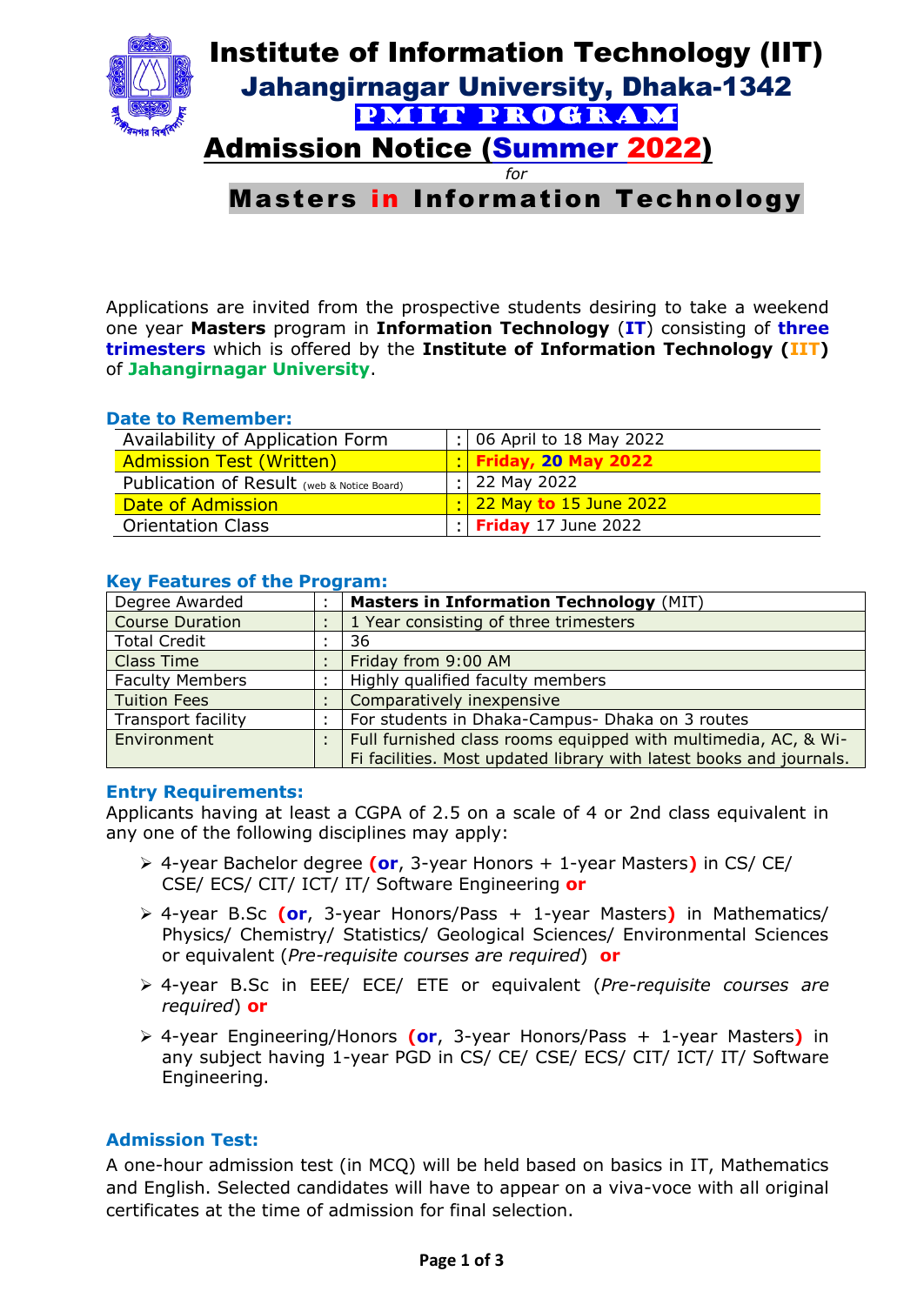# Institute of Information Technology (IIT)
## Jahangirnagar University, Dhaka-1342
### PMIT PROGRAM

## Admission Notice (Summer 2022)

*for*

## Masters in Information Technology

Applications are invited from the prospective students desiring to take a weekend one year **Masters** program in **Information Technology** (**IT**) consisting of **three trimesters** which is offered by the **Institute of Information Technology (IIT)** of **Jahangirnagar University**.

### Date to Remember:

| | | |
|---|---|---|
| Availability of Application Form | : | 06 April to 18 May 2022 |
| Admission Test (Written) | : | **Friday, 20 May 2022** |
| Publication of Result (web & Notice Board) | : | 22 May 2022 |
| Date of Admission | : | 22 May **to** 15 June 2022 |
| Orientation Class | : | **Friday** 17 June 2022 |

### Key Features of the Program:

| | | |
|---|---|---|
| Degree Awarded | : | **Masters in Information Technology** (MIT) |
| Course Duration | : | 1 Year consisting of three trimesters |
| Total Credit | : | 36 |
| Class Time | : | Friday from 9:00 AM |
| Faculty Members | : | Highly qualified faculty members |
| Tuition Fees | : | Comparatively inexpensive |
| Transport facility | : | For students in Dhaka-Campus- Dhaka on 3 routes |
| Environment | : | Full furnished class rooms equipped with multimedia, AC, & Wi-Fi facilities. Most updated library with latest books and journals. |

### Entry Requirements:

Applicants having at least a CGPA of 2.5 on a scale of 4 or 2nd class equivalent in any one of the following disciplines may apply:

- 4-year Bachelor degree **(or**, 3-year Honors + 1-year Masters**)** in CS/ CE/ CSE/ ECS/ CIT/ ICT/ IT/ Software Engineering **or**
- 4-year B.Sc **(or**, 3-year Honors/Pass + 1-year Masters**)** in Mathematics/ Physics/ Chemistry/ Statistics/ Geological Sciences/ Environmental Sciences or equivalent (*Pre-requisite courses are required*) **or**
- 4-year B.Sc in EEE/ ECE/ ETE or equivalent (*Pre-requisite courses are required*) **or**
- 4-year Engineering/Honors **(or**, 3-year Honors/Pass + 1-year Masters**)** in any subject having 1-year PGD in CS/ CE/ CSE/ ECS/ CIT/ ICT/ IT/ Software Engineering.

### Admission Test:

A one-hour admission test (in MCQ) will be held based on basics in IT, Mathematics and English. Selected candidates will have to appear on a viva-voce with all original certificates at the time of admission for final selection.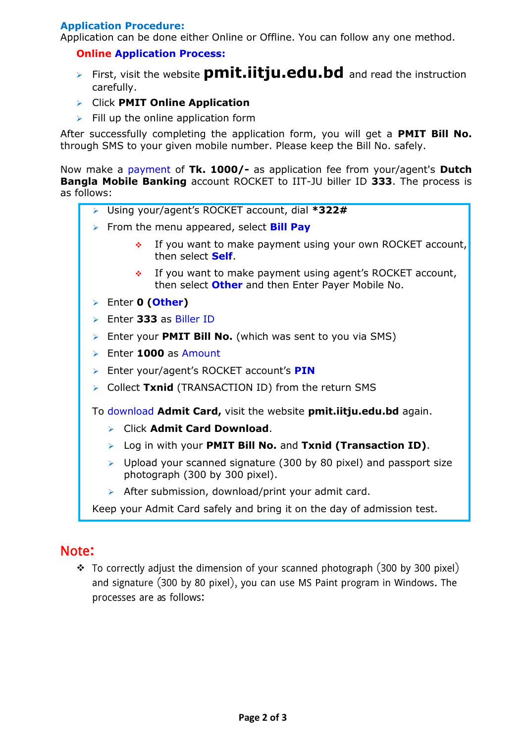### Application Procedure:

Application can be done either Online or Offline. You can follow any one method.

#### Online Application Process:

- First, visit the website **pmit.iitju.edu.bd** and read the instruction carefully.
- Click **PMIT Online Application**
- Fill up the online application form

After successfully completing the application form, you will get a **PMIT Bill No.** through SMS to your given mobile number. Please keep the Bill No. safely.

Now make a payment of **Tk. 1000/-** as application fee from your/agent's **Dutch Bangla Mobile Banking** account ROCKET to IIT-JU biller ID **333**. The process is as follows:

- Using your/agent's ROCKET account, dial ***322#**
- From the menu appeared, select **Bill Pay**
  - If you want to make payment using your own ROCKET account, then select **Self**.
  - If you want to make payment using agent's ROCKET account, then select **Other** and then Enter Payer Mobile No.
- Enter **0 (Other)**
- Enter **333** as Biller ID
- Enter your **PMIT Bill No.** (which was sent to you via SMS)
- Enter **1000** as Amount
- Enter your/agent's ROCKET account's **PIN**
- Collect **Txnid** (TRANSACTION ID) from the return SMS

To download **Admit Card,** visit the website **pmit.iitju.edu.bd** again.

- Click **Admit Card Download**.
- Log in with your **PMIT Bill No.** and **Txnid (Transaction ID)**.
- Upload your scanned signature (300 by 80 pixel) and passport size photograph (300 by 300 pixel).
- After submission, download/print your admit card.

Keep your Admit Card safely and bring it on the day of admission test.

## Note:

- To correctly adjust the dimension of your scanned photograph (300 by 300 pixel) and signature (300 by 80 pixel), you can use MS Paint program in Windows. The processes are as follows: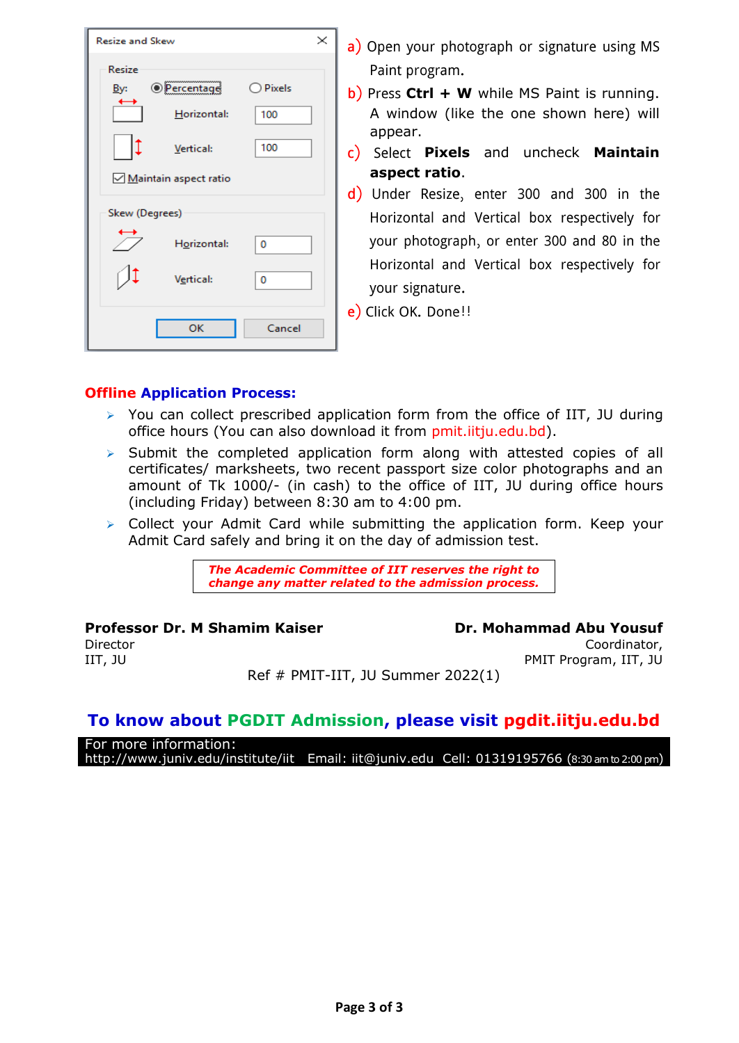Resize and Skew

Resize

By: Percentage Pixels

Horizontal: 100

Vertical: 100

Maintain aspect ratio

Skew (Degrees)

Horizontal: 0

Vertical: 0

OK Cancel

a) Open your photograph or signature using MS Paint program.

b) Press **Ctrl + W** while MS Paint is running. A window (like the one shown here) will appear.

c) Select **Pixels** and uncheck **Maintain aspect ratio**.

d) Under Resize, enter 300 and 300 in the Horizontal and Vertical box respectively for your photograph, or enter 300 and 80 in the Horizontal and Vertical box respectively for your signature.

e) Click OK. Done!!

## Offline Application Process:

- You can collect prescribed application form from the office of IIT, JU during office hours (You can also download it from pmit.iitju.edu.bd).
- Submit the completed application form along with attested copies of all certificates/ marksheets, two recent passport size color photographs and an amount of Tk 1000/- (in cash) to the office of IIT, JU during office hours (including Friday) between 8:30 am to 4:00 pm.
- Collect your Admit Card while submitting the application form. Keep your Admit Card safely and bring it on the day of admission test.

***The Academic Committee of IIT reserves the right to change any matter related to the admission process.***

**Professor Dr. M Shamim Kaiser**
Director
IIT, JU

**Dr. Mohammad Abu Yousuf**
Coordinator,
PMIT Program, IIT, JU

Ref # PMIT-IIT, JU Summer 2022(1)

**To know about PGDIT Admission, please visit pgdit.iitju.edu.bd**

For more information:
http://www.juniv.edu/institute/iit Email: iit@juniv.edu Cell: 01319195766 (8:30 am to 2:00 pm)